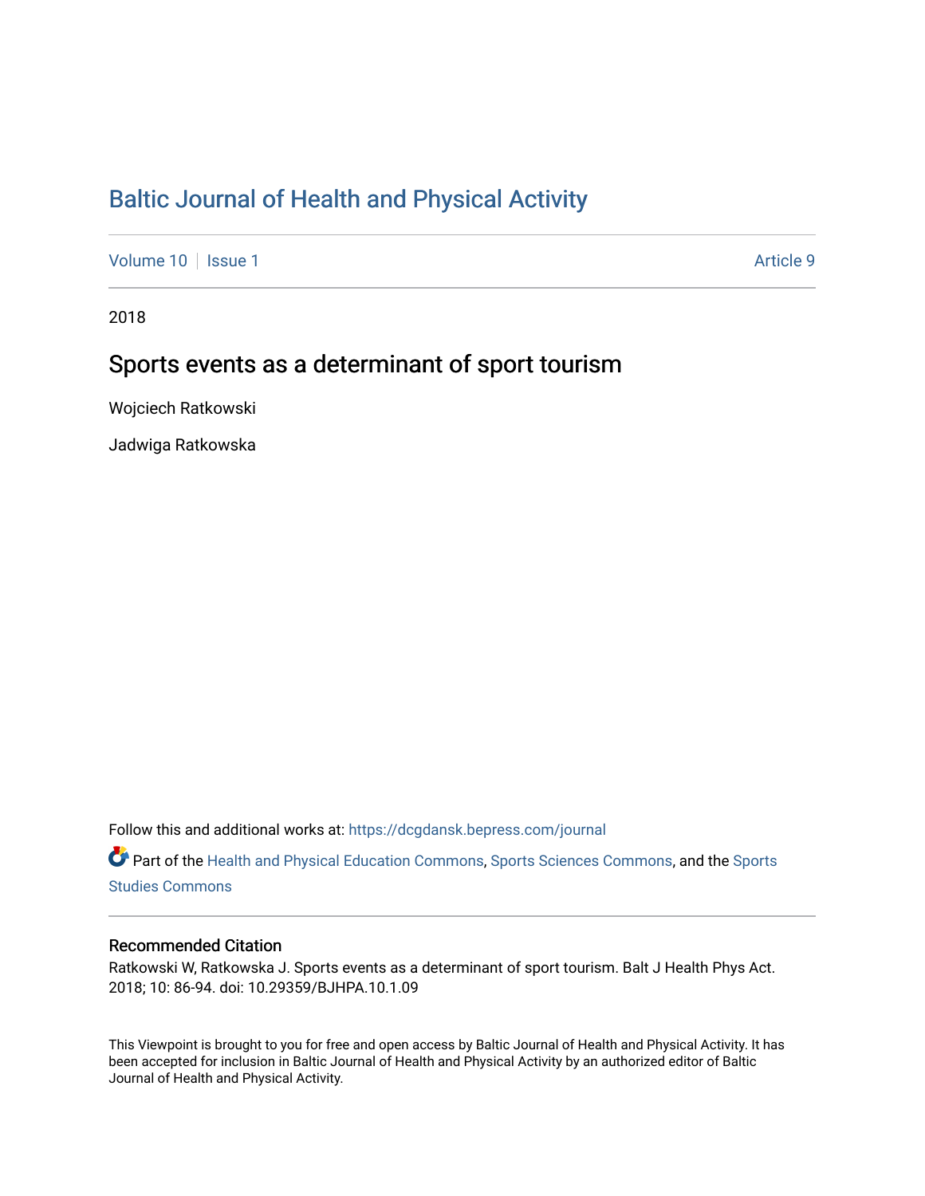# Baltic Journal of Health and Physical Activity

Volume 10 | Issue 1 | Article 9

2018

## Sports events as a determinant of sport tourism

Wojciech Ratkowski

Jadwiga Ratkowska

Follow this and additional works at: https://dcgdansk.bepress.com/journal

Part of the Health and Physical Education Commons, Sports Sciences Commons, and the Sports Studies Commons

### Recommended Citation

Ratkowski W, Ratkowska J. Sports events as a determinant of sport tourism. Balt J Health Phys Act. 2018; 10: 86-94. doi: 10.29359/BJHPA.10.1.09

This Viewpoint is brought to you for free and open access by Baltic Journal of Health and Physical Activity. It has been accepted for inclusion in Baltic Journal of Health and Physical Activity by an authorized editor of Baltic Journal of Health and Physical Activity.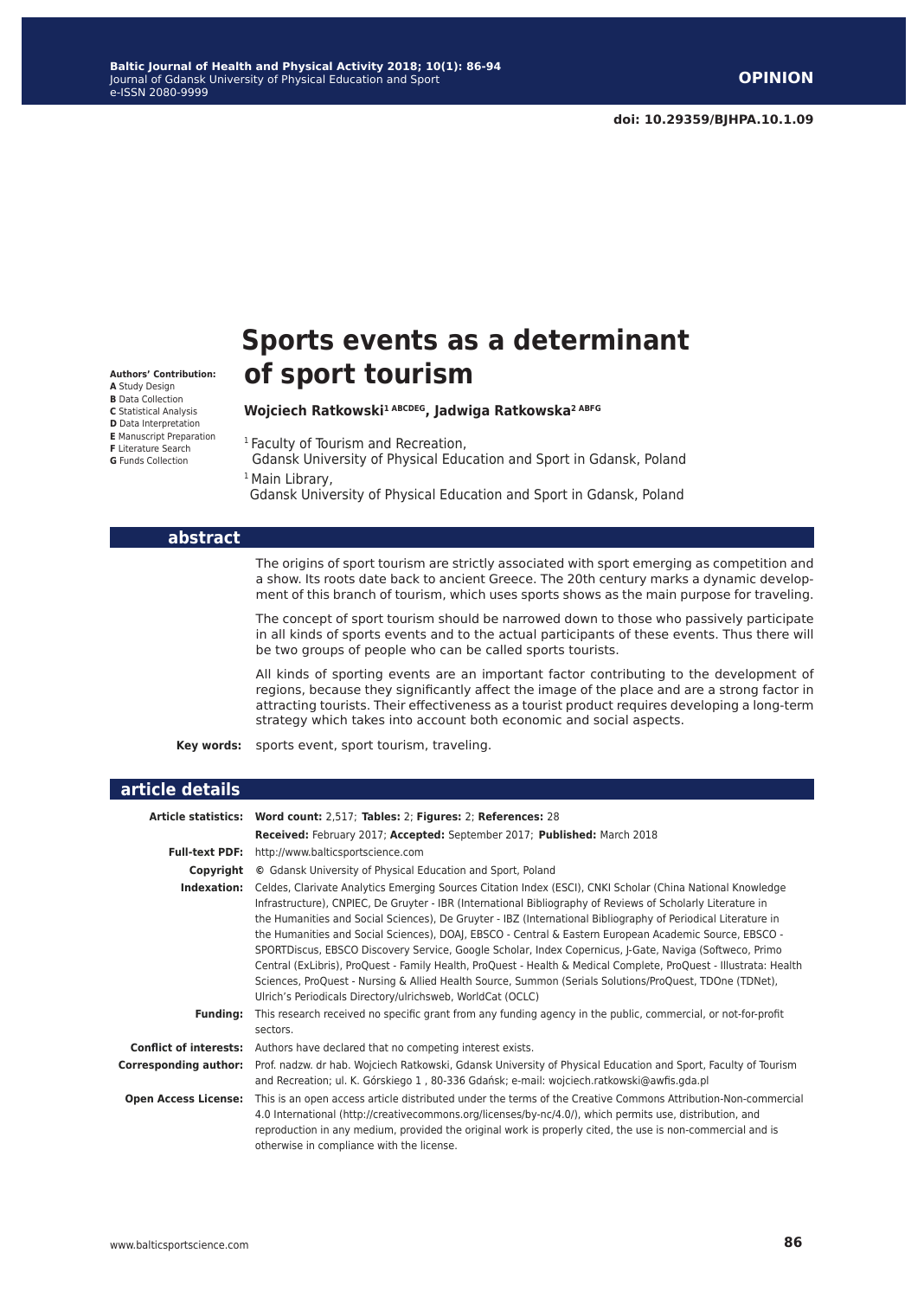**OPINION**

**doi: 10.29359/BJHPA.10.1.09**

# Sports events as a determinant of sport tourism

**Authors' Contribution:**
**A** Study Design
**B** Data Collection
**C** Statistical Analysis
**D** Data Interpretation
**E** Manuscript Preparation
**F** Literature Search
**G** Funds Collection

**Wojciech Ratkowski[1 ABCDEG], Jadwiga Ratkowska[2 ABFG]**

[1] Faculty of Tourism and Recreation,
Gdansk University of Physical Education and Sport in Gdansk, Poland

[1] Main Library,
Gdansk University of Physical Education and Sport in Gdansk, Poland

## abstract

The origins of sport tourism are strictly associated with sport emerging as competition and a show. Its roots date back to ancient Greece. The 20th century marks a dynamic development of this branch of tourism, which uses sports shows as the main purpose for traveling.

The concept of sport tourism should be narrowed down to those who passively participate in all kinds of sports events and to the actual participants of these events. Thus there will be two groups of people who can be called sports tourists.

All kinds of sporting events are an important factor contributing to the development of regions, because they significantly affect the image of the place and are a strong factor in attracting tourists. Their effectiveness as a tourist product requires developing a long-term strategy which takes into account both economic and social aspects.

**Key words:** sports event, sport tourism, traveling.

## article details

**Article statistics:** **Word count:** 2,517; **Tables:** 2; **Figures:** 2; **References:** 28

**Received:** February 2017; **Accepted:** September 2017; **Published:** March 2018

**Full-text PDF:** http://www.balticsportscience.com

**Copyright** © Gdansk University of Physical Education and Sport, Poland

**Indexation:** Celdes, Clarivate Analytics Emerging Sources Citation Index (ESCI), CNKI Scholar (China National Knowledge Infrastructure), CNPIEC, De Gruyter - IBR (International Bibliography of Reviews of Scholarly Literature in the Humanities and Social Sciences), De Gruyter - IBZ (International Bibliography of Periodical Literature in the Humanities and Social Sciences), DOAJ, EBSCO - Central & Eastern European Academic Source, EBSCO - SPORTDiscus, EBSCO Discovery Service, Google Scholar, Index Copernicus, J-Gate, Naviga (Softweco, Primo Central (ExLibris), ProQuest - Family Health, ProQuest - Health & Medical Complete, ProQuest - Illustrata: Health Sciences, ProQuest - Nursing & Allied Health Source, Summon (Serials Solutions/ProQuest, TDOne (TDNet), Ulrich's Periodicals Directory/ulrichsweb, WorldCat (OCLC)

**Funding:** This research received no specific grant from any funding agency in the public, commercial, or not-for-profit sectors.

**Conflict of interests:** Authors have declared that no competing interest exists.

**Corresponding author:** Prof. nadzw. dr hab. Wojciech Ratkowski, Gdansk University of Physical Education and Sport, Faculty of Tourism and Recreation; ul. K. Górskiego 1 , 80-336 Gdańsk; e-mail: wojciech.ratkowski@awfis.gda.pl

**Open Access License:** This is an open access article distributed under the terms of the Creative Commons Attribution-Non-commercial 4.0 International (http://creativecommons.org/licenses/by-nc/4.0/), which permits use, distribution, and reproduction in any medium, provided the original work is properly cited, the use is non-commercial and is otherwise in compliance with the license.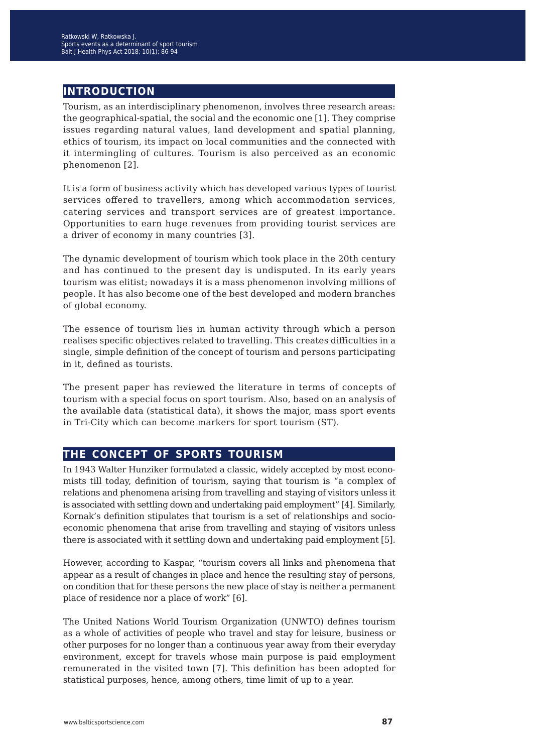## INTRODUCTION

Tourism, as an interdisciplinary phenomenon, involves three research areas: the geographical-spatial, the social and the economic one [1]. They comprise issues regarding natural values, land development and spatial planning, ethics of tourism, its impact on local communities and the connected with it intermingling of cultures. Tourism is also perceived as an economic phenomenon [2].

It is a form of business activity which has developed various types of tourist services offered to travellers, among which accommodation services, catering services and transport services are of greatest importance. Opportunities to earn huge revenues from providing tourist services are a driver of economy in many countries [3].

The dynamic development of tourism which took place in the 20th century and has continued to the present day is undisputed. In its early years tourism was elitist; nowadays it is a mass phenomenon involving millions of people. It has also become one of the best developed and modern branches of global economy.

The essence of tourism lies in human activity through which a person realises specific objectives related to travelling. This creates difficulties in a single, simple definition of the concept of tourism and persons participating in it, defined as tourists.

The present paper has reviewed the literature in terms of concepts of tourism with a special focus on sport tourism. Also, based on an analysis of the available data (statistical data), it shows the major, mass sport events in Tri-City which can become markers for sport tourism (ST).

## THE CONCEPT OF SPORTS TOURISM

In 1943 Walter Hunziker formulated a classic, widely accepted by most economists till today, definition of tourism, saying that tourism is "a complex of relations and phenomena arising from travelling and staying of visitors unless it is associated with settling down and undertaking paid employment" [4]. Similarly, Kornak's definition stipulates that tourism is a set of relationships and socio-economic phenomena that arise from travelling and staying of visitors unless there is associated with it settling down and undertaking paid employment [5].

However, according to Kaspar, "tourism covers all links and phenomena that appear as a result of changes in place and hence the resulting stay of persons, on condition that for these persons the new place of stay is neither a permanent place of residence nor a place of work" [6].

The United Nations World Tourism Organization (UNWTO) defines tourism as a whole of activities of people who travel and stay for leisure, business or other purposes for no longer than a continuous year away from their everyday environment, except for travels whose main purpose is paid employment remunerated in the visited town [7]. This definition has been adopted for statistical purposes, hence, among others, time limit of up to a year.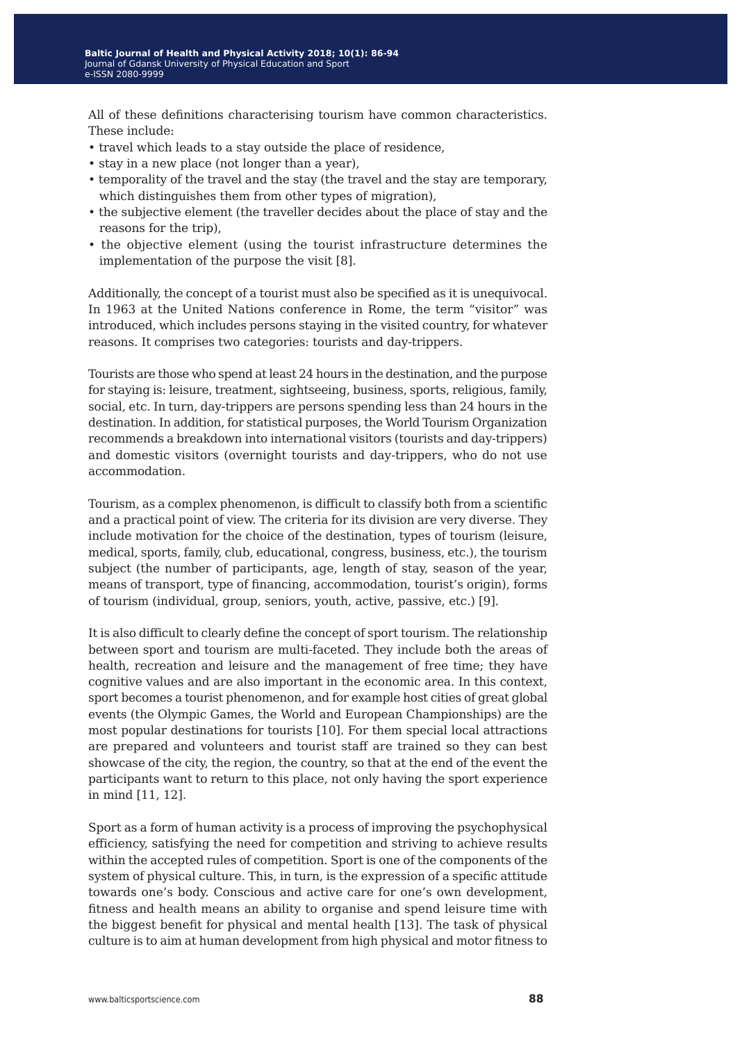All of these definitions characterising tourism have common characteristics. These include:

- travel which leads to a stay outside the place of residence,
- stay in a new place (not longer than a year),
- temporality of the travel and the stay (the travel and the stay are temporary, which distinguishes them from other types of migration),
- the subjective element (the traveller decides about the place of stay and the reasons for the trip),
- the objective element (using the tourist infrastructure determines the implementation of the purpose the visit [8].

Additionally, the concept of a tourist must also be specified as it is unequivocal. In 1963 at the United Nations conference in Rome, the term "visitor" was introduced, which includes persons staying in the visited country, for whatever reasons. It comprises two categories: tourists and day-trippers.

Tourists are those who spend at least 24 hours in the destination, and the purpose for staying is: leisure, treatment, sightseeing, business, sports, religious, family, social, etc. In turn, day-trippers are persons spending less than 24 hours in the destination. In addition, for statistical purposes, the World Tourism Organization recommends a breakdown into international visitors (tourists and day-trippers) and domestic visitors (overnight tourists and day-trippers, who do not use accommodation.

Tourism, as a complex phenomenon, is difficult to classify both from a scientific and a practical point of view. The criteria for its division are very diverse. They include motivation for the choice of the destination, types of tourism (leisure, medical, sports, family, club, educational, congress, business, etc.), the tourism subject (the number of participants, age, length of stay, season of the year, means of transport, type of financing, accommodation, tourist's origin), forms of tourism (individual, group, seniors, youth, active, passive, etc.) [9].

It is also difficult to clearly define the concept of sport tourism. The relationship between sport and tourism are multi-faceted. They include both the areas of health, recreation and leisure and the management of free time; they have cognitive values and are also important in the economic area. In this context, sport becomes a tourist phenomenon, and for example host cities of great global events (the Olympic Games, the World and European Championships) are the most popular destinations for tourists [10]. For them special local attractions are prepared and volunteers and tourist staff are trained so they can best showcase of the city, the region, the country, so that at the end of the event the participants want to return to this place, not only having the sport experience in mind [11, 12].

Sport as a form of human activity is a process of improving the psychophysical efficiency, satisfying the need for competition and striving to achieve results within the accepted rules of competition. Sport is one of the components of the system of physical culture. This, in turn, is the expression of a specific attitude towards one's body. Conscious and active care for one's own development, fitness and health means an ability to organise and spend leisure time with the biggest benefit for physical and mental health [13]. The task of physical culture is to aim at human development from high physical and motor fitness to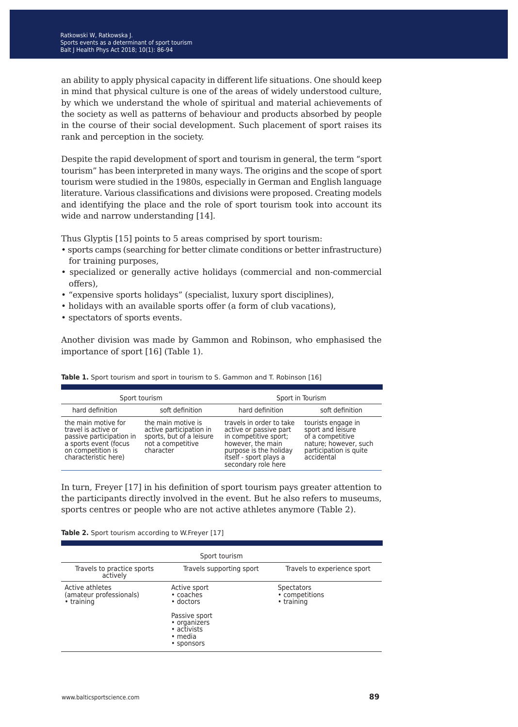an ability to apply physical capacity in different life situations. One should keep in mind that physical culture is one of the areas of widely understood culture, by which we understand the whole of spiritual and material achievements of the society as well as patterns of behaviour and products absorbed by people in the course of their social development. Such placement of sport raises its rank and perception in the society.

Despite the rapid development of sport and tourism in general, the term "sport tourism" has been interpreted in many ways. The origins and the scope of sport tourism were studied in the 1980s, especially in German and English language literature. Various classifications and divisions were proposed. Creating models and identifying the place and the role of sport tourism took into account its wide and narrow understanding [14].

Thus Glyptis [15] points to 5 areas comprised by sport tourism:

- sports camps (searching for better climate conditions or better infrastructure) for training purposes,
- specialized or generally active holidays (commercial and non-commercial offers),
- "expensive sports holidays" (specialist, luxury sport disciplines),
- holidays with an available sports offer (a form of club vacations),
- spectators of sports events.

Another division was made by Gammon and Robinson, who emphasised the importance of sport [16] (Table 1).

**Table 1.** Sport tourism and sport in tourism to S. Gammon and T. Robinson [16]

| Sport tourism | | Sport in Tourism | |
|---|---|---|---|
| hard definition | soft definition | hard definition | soft definition |
| the main motive for travel is active or passive participation in a sports event (focus on competition is characteristic here) | the main motive is active participation in sports, but of a leisure not a competitive character | travels in order to take active or passive part in competitive sport; however, the main purpose is the holiday itself - sport plays a secondary role here | tourists engage in sport and leisure of a competitive nature; however, such participation is quite accidental |

In turn, Freyer [17] in his definition of sport tourism pays greater attention to the participants directly involved in the event. But he also refers to museums, sports centres or people who are not active athletes anymore (Table 2).

**Table 2.** Sport tourism according to W.Freyer [17]

| Sport tourism | | |
|---|---|---|
| Travels to practice sports actively | Travels supporting sport | Travels to experience sport |
| Active athletes (amateur professionals) • training | Active sport • coaches • doctors<br><br>Passive sport • organizers • activists • media • sponsors | Spectators • competitions • training |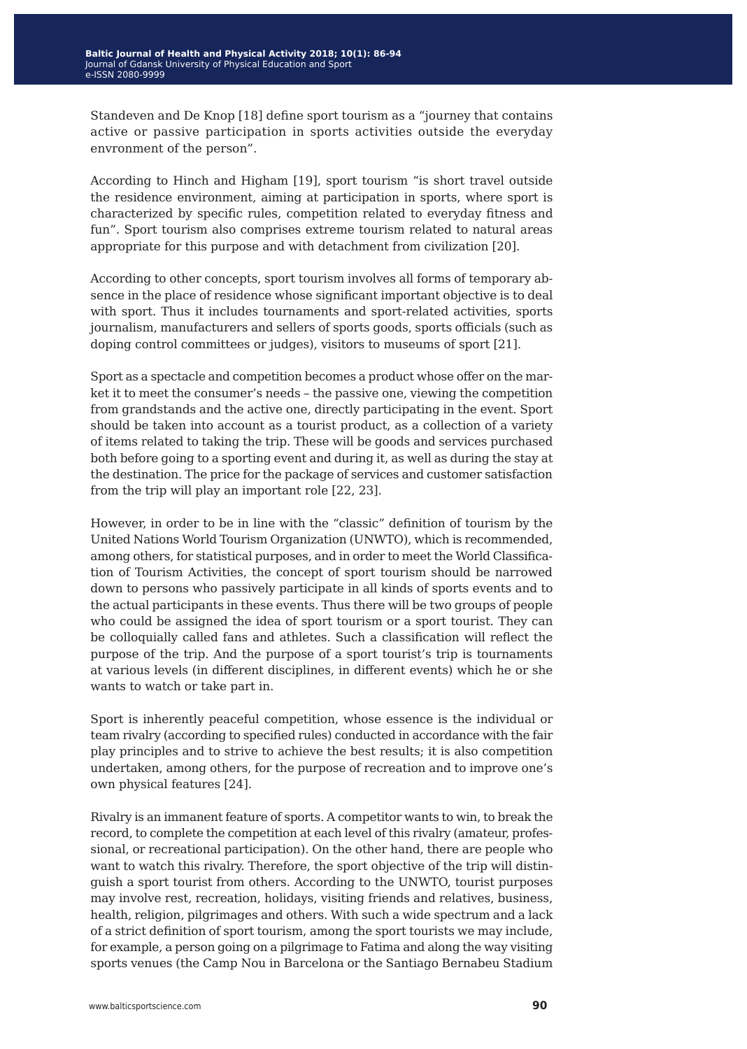Standeven and De Knop [18] define sport tourism as a "journey that contains active or passive participation in sports activities outside the everyday envronment of the person".

According to Hinch and Higham [19], sport tourism "is short travel outside the residence environment, aiming at participation in sports, where sport is characterized by specific rules, competition related to everyday fitness and fun". Sport tourism also comprises extreme tourism related to natural areas appropriate for this purpose and with detachment from civilization [20].

According to other concepts, sport tourism involves all forms of temporary absence in the place of residence whose significant important objective is to deal with sport. Thus it includes tournaments and sport-related activities, sports journalism, manufacturers and sellers of sports goods, sports officials (such as doping control committees or judges), visitors to museums of sport [21].

Sport as a spectacle and competition becomes a product whose offer on the market it to meet the consumer's needs – the passive one, viewing the competition from grandstands and the active one, directly participating in the event. Sport should be taken into account as a tourist product, as a collection of a variety of items related to taking the trip. These will be goods and services purchased both before going to a sporting event and during it, as well as during the stay at the destination. The price for the package of services and customer satisfaction from the trip will play an important role [22, 23].

However, in order to be in line with the "classic" definition of tourism by the United Nations World Tourism Organization (UNWTO), which is recommended, among others, for statistical purposes, and in order to meet the World Classification of Tourism Activities, the concept of sport tourism should be narrowed down to persons who passively participate in all kinds of sports events and to the actual participants in these events. Thus there will be two groups of people who could be assigned the idea of sport tourism or a sport tourist. They can be colloquially called fans and athletes. Such a classification will reflect the purpose of the trip. And the purpose of a sport tourist's trip is tournaments at various levels (in different disciplines, in different events) which he or she wants to watch or take part in.

Sport is inherently peaceful competition, whose essence is the individual or team rivalry (according to specified rules) conducted in accordance with the fair play principles and to strive to achieve the best results; it is also competition undertaken, among others, for the purpose of recreation and to improve one's own physical features [24].

Rivalry is an immanent feature of sports. A competitor wants to win, to break the record, to complete the competition at each level of this rivalry (amateur, professional, or recreational participation). On the other hand, there are people who want to watch this rivalry. Therefore, the sport objective of the trip will distinguish a sport tourist from others. According to the UNWTO, tourist purposes may involve rest, recreation, holidays, visiting friends and relatives, business, health, religion, pilgrimages and others. With such a wide spectrum and a lack of a strict definition of sport tourism, among the sport tourists we may include, for example, a person going on a pilgrimage to Fatima and along the way visiting sports venues (the Camp Nou in Barcelona or the Santiago Bernabeu Stadium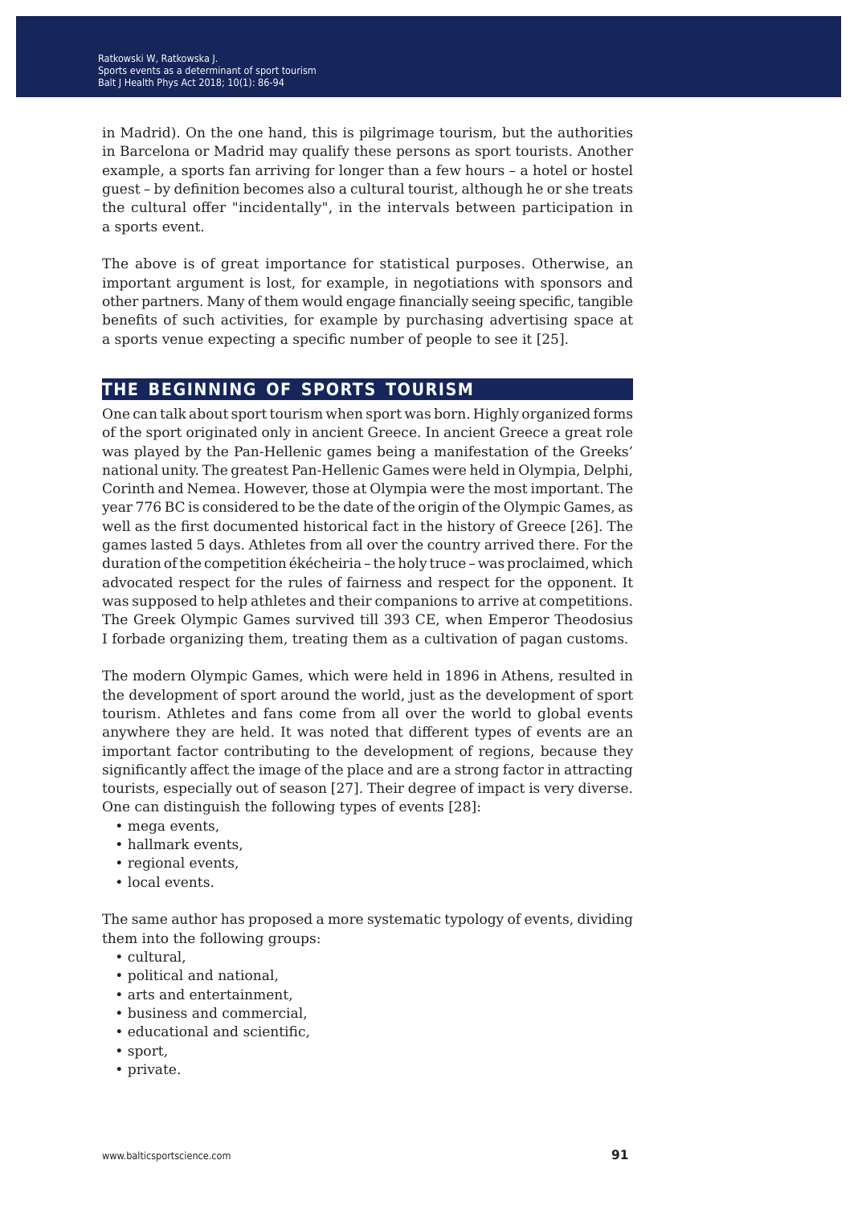in Madrid). On the one hand, this is pilgrimage tourism, but the authorities in Barcelona or Madrid may qualify these persons as sport tourists. Another example, a sports fan arriving for longer than a few hours – a hotel or hostel guest – by definition becomes also a cultural tourist, although he or she treats the cultural offer "incidentally", in the intervals between participation in a sports event.

The above is of great importance for statistical purposes. Otherwise, an important argument is lost, for example, in negotiations with sponsors and other partners. Many of them would engage financially seeing specific, tangible benefits of such activities, for example by purchasing advertising space at a sports venue expecting a specific number of people to see it [25].

## THE BEGINNING OF SPORTS TOURISM

One can talk about sport tourism when sport was born. Highly organized forms of the sport originated only in ancient Greece. In ancient Greece a great role was played by the Pan-Hellenic games being a manifestation of the Greeks' national unity. The greatest Pan-Hellenic Games were held in Olympia, Delphi, Corinth and Nemea. However, those at Olympia were the most important. The year 776 BC is considered to be the date of the origin of the Olympic Games, as well as the first documented historical fact in the history of Greece [26]. The games lasted 5 days. Athletes from all over the country arrived there. For the duration of the competition ékécheiria – the holy truce – was proclaimed, which advocated respect for the rules of fairness and respect for the opponent. It was supposed to help athletes and their companions to arrive at competitions. The Greek Olympic Games survived till 393 CE, when Emperor Theodosius I forbade organizing them, treating them as a cultivation of pagan customs.

The modern Olympic Games, which were held in 1896 in Athens, resulted in the development of sport around the world, just as the development of sport tourism. Athletes and fans come from all over the world to global events anywhere they are held. It was noted that different types of events are an important factor contributing to the development of regions, because they significantly affect the image of the place and are a strong factor in attracting tourists, especially out of season [27]. Their degree of impact is very diverse. One can distinguish the following types of events [28]:

- mega events,
- hallmark events,
- regional events,
- local events.

The same author has proposed a more systematic typology of events, dividing them into the following groups:

- cultural,
- political and national,
- arts and entertainment,
- business and commercial,
- educational and scientific,
- sport,
- private.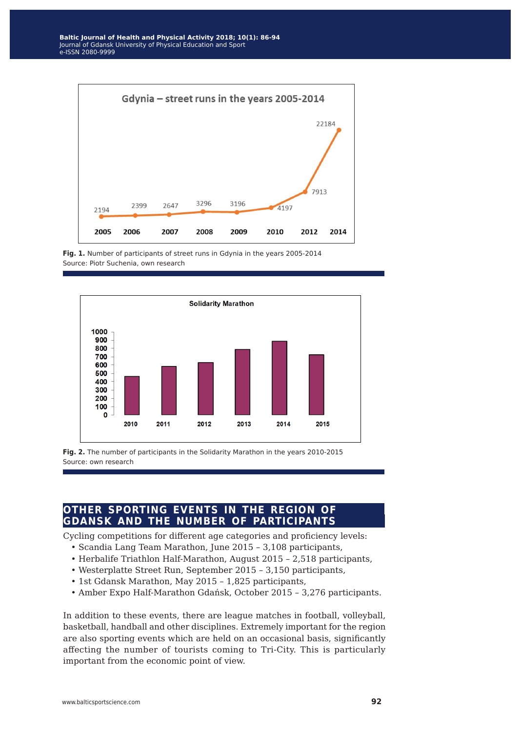Fig. 1. Number of participants of street runs in Gdynia in the years 2005-2014
Source: Piotr Suchenia, own research

Fig. 2. The number of participants in the Solidarity Marathon in the years 2010-2015
Source: own research

## OTHER SPORTING EVENTS IN THE REGION OF GDANSK AND THE NUMBER OF PARTICIPANTS

Cycling competitions for different age categories and proficiency levels:

- Scandia Lang Team Marathon, June 2015 – 3,108 participants,
- Herbalife Triathlon Half-Marathon, August 2015 – 2,518 participants,
- Westerplatte Street Run, September 2015 – 3,150 participants,
- 1st Gdansk Marathon, May 2015 – 1,825 participants,
- Amber Expo Half-Marathon Gdańsk, October 2015 – 3,276 participants.

In addition to these events, there are league matches in football, volleyball, basketball, handball and other disciplines. Extremely important for the region are also sporting events which are held on an occasional basis, significantly affecting the number of tourists coming to Tri-City. This is particularly important from the economic point of view.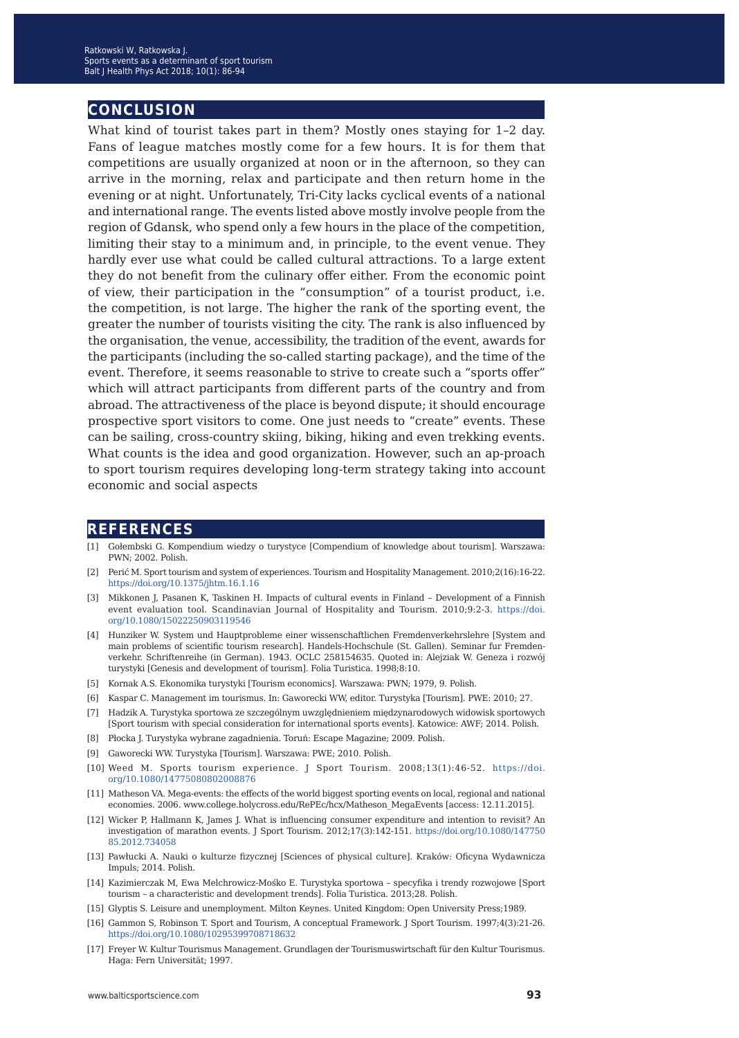## CONCLUSION

What kind of tourist takes part in them? Mostly ones staying for 1–2 day. Fans of league matches mostly come for a few hours. It is for them that competitions are usually organized at noon or in the afternoon, so they can arrive in the morning, relax and participate and then return home in the evening or at night. Unfortunately, Tri-City lacks cyclical events of a national and international range. The events listed above mostly involve people from the region of Gdansk, who spend only a few hours in the place of the competition, limiting their stay to a minimum and, in principle, to the event venue. They hardly ever use what could be called cultural attractions. To a large extent they do not benefit from the culinary offer either. From the economic point of view, their participation in the "consumption" of a tourist product, i.e. the competition, is not large. The higher the rank of the sporting event, the greater the number of tourists visiting the city. The rank is also influenced by the organisation, the venue, accessibility, the tradition of the event, awards for the participants (including the so-called starting package), and the time of the event. Therefore, it seems reasonable to strive to create such a "sports offer" which will attract participants from different parts of the country and from abroad. The attractiveness of the place is beyond dispute; it should encourage prospective sport visitors to come. One just needs to "create" events. These can be sailing, cross-country skiing, biking, hiking and even trekking events. What counts is the idea and good organization. However, such an ap-proach to sport tourism requires developing long-term strategy taking into account economic and social aspects

## REFERENCES

[1] Gołembski G. Kompendium wiedzy o turystyce [Compendium of knowledge about tourism]. Warszawa: PWN; 2002. Polish.

[2] Perić M. Sport tourism and system of experiences. Tourism and Hospitality Management. 2010;2(16):16-22. https://doi.org/10.1375/jhtm.16.1.16

[3] Mikkonen J, Pasanen K, Taskinen H. Impacts of cultural events in Finland – Development of a Finnish event evaluation tool. Scandinavian Journal of Hospitality and Tourism. 2010;9:2-3. https://doi.org/10.1080/15022250903119546

[4] Hunziker W. System und Hauptprobleme einer wissenschaftlichen Fremdenverkehrslehre [System and main problems of scientific tourism research]. Handels-Hochschule (St. Gallen). Seminar fur Fremdenverkehr. Schriftenreihe (in German). 1943. OCLC 258154635. Quoted in: Alejziak W. Geneza i rozwój turystyki [Genesis and development of tourism]. Folia Turistica. 1998;8:10.

[5] Kornak A.S. Ekonomika turystyki [Tourism economics]. Warszawa: PWN; 1979, 9. Polish.

[6] Kaspar C. Management im tourismus. In: Gaworecki WW, editor. Turystyka [Tourism]. PWE: 2010; 27.

[7] Hadzik A. Turystyka sportowa ze szczególnym uwzględnieniem międzynarodowych widowisk sportowych [Sport tourism with special consideration for international sports events]. Katowice: AWF; 2014. Polish.

[8] Płocka J. Turystyka wybrane zagadnienia. Toruń: Escape Magazine; 2009. Polish.

[9] Gaworecki WW. Turystyka [Tourism]. Warszawa: PWE; 2010. Polish.

[10] Weed M. Sports tourism experience. J Sport Tourism. 2008;13(1):46-52. https://doi.org/10.1080/14775080802008876

[11] Matheson VA. Mega-events: the effects of the world biggest sporting events on local, regional and national economies. 2006. www.college.holycross.edu/RePEc/hcx/Matheson_MegaEvents [access: 12.11.2015].

[12] Wicker P, Hallmann K, James J. What is influencing consumer expenditure and intention to revisit? An investigation of marathon events. J Sport Tourism. 2012;17(3):142-151. https://doi.org/10.1080/14775085.2012.734058

[13] Pawłucki A. Nauki o kulturze fizycznej [Sciences of physical culture]. Kraków: Oficyna Wydawnicza Impuls; 2014. Polish.

[14] Kazimierczak M, Ewa Melchrowicz-Mośko E. Turystyka sportowa – specyfika i trendy rozwojowe [Sport tourism – a characteristic and development trends]. Folia Turistica. 2013;28. Polish.

[15] Glyptis S. Leisure and unemployment. Milton Keynes. United Kingdom: Open University Press;1989.

[16] Gammon S, Robinson T. Sport and Tourism, A conceptual Framework. J Sport Tourism. 1997;4(3):21-26. https://doi.org/10.1080/10295399708718632

[17] Freyer W. Kultur Tourismus Management. Grundlagen der Tourismuswirtschaft für den Kultur Tourismus. Haga: Fern Universität; 1997.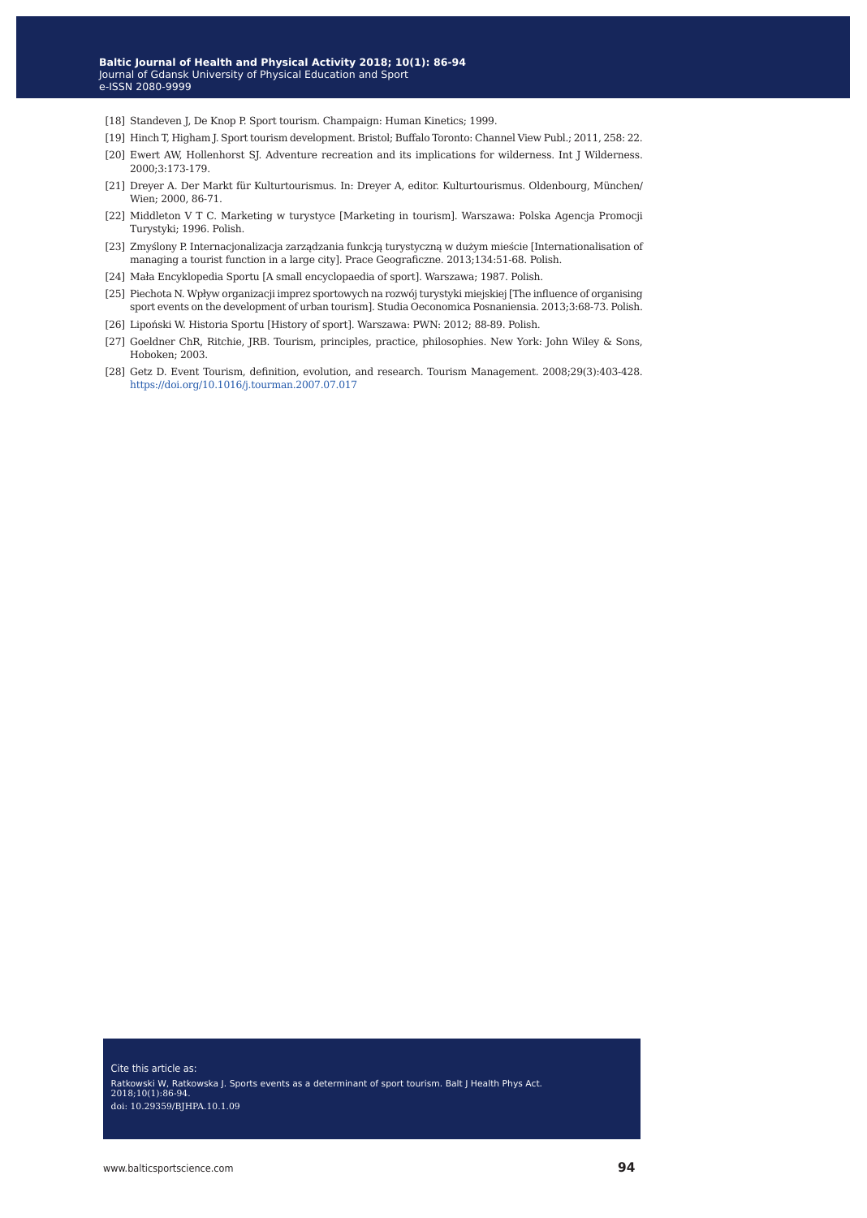[18] Standeven J, De Knop P. Sport tourism. Champaign: Human Kinetics; 1999.

[19] Hinch T, Higham J. Sport tourism development. Bristol; Buffalo Toronto: Channel View Publ.; 2011, 258: 22.

[20] Ewert AW, Hollenhorst SJ. Adventure recreation and its implications for wilderness. Int J Wilderness. 2000;3:173-179.

[21] Dreyer A. Der Markt für Kulturtourismus. In: Dreyer A, editor. Kulturtourismus. Oldenbourg, München/Wien; 2000, 86-71.

[22] Middleton V T C. Marketing w turystyce [Marketing in tourism]. Warszawa: Polska Agencja Promocji Turystyki; 1996. Polish.

[23] Zmyślony P. Internacjonalizacja zarządzania funkcją turystyczną w dużym mieście [Internationalisation of managing a tourist function in a large city]. Prace Geograficzne. 2013;134:51-68. Polish.

[24] Mała Encyklopedia Sportu [A small encyclopaedia of sport]. Warszawa; 1987. Polish.

[25] Piechota N. Wpływ organizacji imprez sportowych na rozwój turystyki miejskiej [The influence of organising sport events on the development of urban tourism]. Studia Oeconomica Posnaniensia. 2013;3:68-73. Polish.

[26] Lipoński W. Historia Sportu [History of sport]. Warszawa: PWN: 2012; 88-89. Polish.

[27] Goeldner ChR, Ritchie, JRB. Tourism, principles, practice, philosophies. New York: John Wiley & Sons, Hoboken; 2003.

[28] Getz D. Event Tourism, definition, evolution, and research. Tourism Management. 2008;29(3):403-428. https://doi.org/10.1016/j.tourman.2007.07.017

Cite this article as:

Ratkowski W, Ratkowska J. Sports events as a determinant of sport tourism. Balt J Health Phys Act. 2018;10(1):86-94.
doi: 10.29359/BJHPA.10.1.09